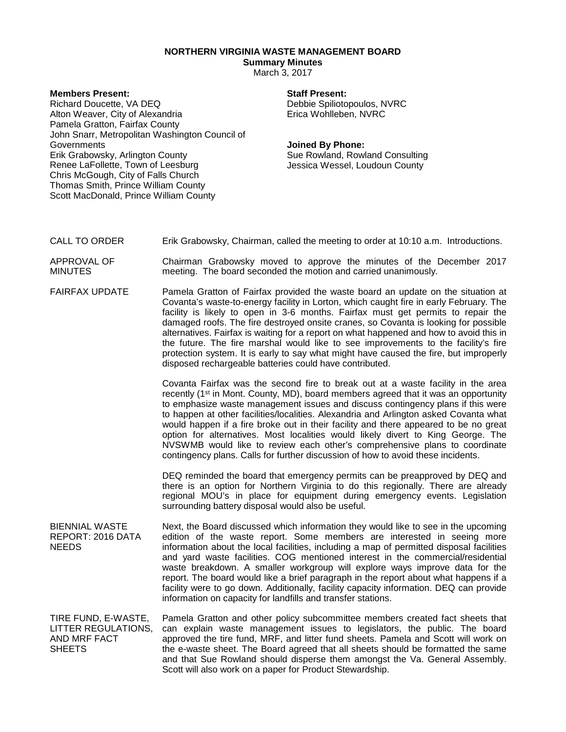# NORTHERN VIRGINIA WASTE MANAGEMENT BOARD

## Summary Minutes

March 3, 2017

**Members Present:**
Richard Doucette, VA DEQ
Alton Weaver, City of Alexandria
Pamela Gratton, Fairfax County
John Snarr, Metropolitan Washington Council of Governments
Erik Grabowsky, Arlington County
Renee LaFollette, Town of Leesburg
Chris McGough, City of Falls Church
Thomas Smith, Prince William County
Scott MacDonald, Prince William County

**Staff Present:**
Debbie Spiliotopoulos, NVRC
Erica Wohlleben, NVRC

**Joined By Phone:**
Sue Rowland, Rowland Consulting
Jessica Wessel, Loudoun County

**CALL TO ORDER**

Erik Grabowsky, Chairman, called the meeting to order at 10:10 a.m. Introductions.

**APPROVAL OF MINUTES**

Chairman Grabowsky moved to approve the minutes of the December 2017 meeting. The board seconded the motion and carried unanimously.

**FAIRFAX UPDATE**

Pamela Gratton of Fairfax provided the waste board an update on the situation at Covanta's waste-to-energy facility in Lorton, which caught fire in early February. The facility is likely to open in 3-6 months. Fairfax must get permits to repair the damaged roofs. The fire destroyed onsite cranes, so Covanta is looking for possible alternatives. Fairfax is waiting for a report on what happened and how to avoid this in the future. The fire marshal would like to see improvements to the facility's fire protection system. It is early to say what might have caused the fire, but improperly disposed rechargeable batteries could have contributed.

Covanta Fairfax was the second fire to break out at a waste facility in the area recently (1st in Mont. County, MD), board members agreed that it was an opportunity to emphasize waste management issues and discuss contingency plans if this were to happen at other facilities/localities. Alexandria and Arlington asked Covanta what would happen if a fire broke out in their facility and there appeared to be no great option for alternatives. Most localities would likely divert to King George. The NVSWMB would like to review each other's comprehensive plans to coordinate contingency plans. Calls for further discussion of how to avoid these incidents.

DEQ reminded the board that emergency permits can be preapproved by DEQ and there is an option for Northern Virginia to do this regionally. There are already regional MOU's in place for equipment during emergency events. Legislation surrounding battery disposal would also be useful.

**BIENNIAL WASTE REPORT: 2016 DATA NEEDS**

Next, the Board discussed which information they would like to see in the upcoming edition of the waste report. Some members are interested in seeing more information about the local facilities, including a map of permitted disposal facilities and yard waste facilities. COG mentioned interest in the commercial/residential waste breakdown. A smaller workgroup will explore ways improve data for the report. The board would like a brief paragraph in the report about what happens if a facility were to go down. Additionally, facility capacity information. DEQ can provide information on capacity for landfills and transfer stations.

**TIRE FUND, E-WASTE, LITTER REGULATIONS, AND MRF FACT SHEETS**

Pamela Gratton and other policy subcommittee members created fact sheets that can explain waste management issues to legislators, the public. The board approved the tire fund, MRF, and litter fund sheets. Pamela and Scott will work on the e-waste sheet. The Board agreed that all sheets should be formatted the same and that Sue Rowland should disperse them amongst the Va. General Assembly. Scott will also work on a paper for Product Stewardship.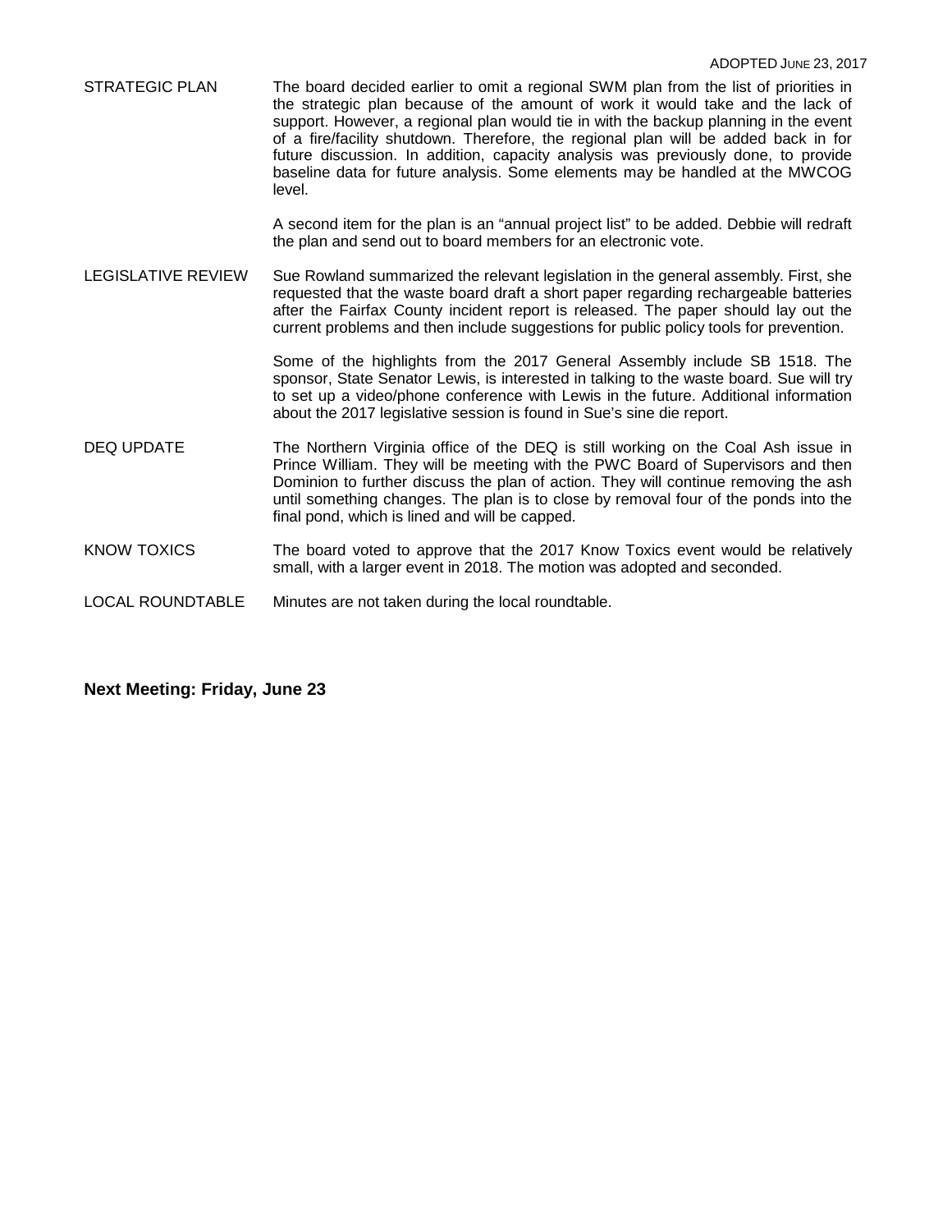ADOPTED JUNE 23, 2017

**STRATEGIC PLAN**

The board decided earlier to omit a regional SWM plan from the list of priorities in the strategic plan because of the amount of work it would take and the lack of support. However, a regional plan would tie in with the backup planning in the event of a fire/facility shutdown. Therefore, the regional plan will be added back in for future discussion. In addition, capacity analysis was previously done, to provide baseline data for future analysis. Some elements may be handled at the MWCOG level.

A second item for the plan is an "annual project list" to be added. Debbie will redraft the plan and send out to board members for an electronic vote.

**LEGISLATIVE REVIEW**

Sue Rowland summarized the relevant legislation in the general assembly. First, she requested that the waste board draft a short paper regarding rechargeable batteries after the Fairfax County incident report is released. The paper should lay out the current problems and then include suggestions for public policy tools for prevention.

Some of the highlights from the 2017 General Assembly include SB 1518. The sponsor, State Senator Lewis, is interested in talking to the waste board. Sue will try to set up a video/phone conference with Lewis in the future. Additional information about the 2017 legislative session is found in Sue's sine die report.

**DEQ UPDATE**

The Northern Virginia office of the DEQ is still working on the Coal Ash issue in Prince William. They will be meeting with the PWC Board of Supervisors and then Dominion to further discuss the plan of action. They will continue removing the ash until something changes. The plan is to close by removal four of the ponds into the final pond, which is lined and will be capped.

**KNOW TOXICS**

The board voted to approve that the 2017 Know Toxics event would be relatively small, with a larger event in 2018. The motion was adopted and seconded.

**LOCAL ROUNDTABLE**

Minutes are not taken during the local roundtable.

**Next Meeting: Friday, June 23**